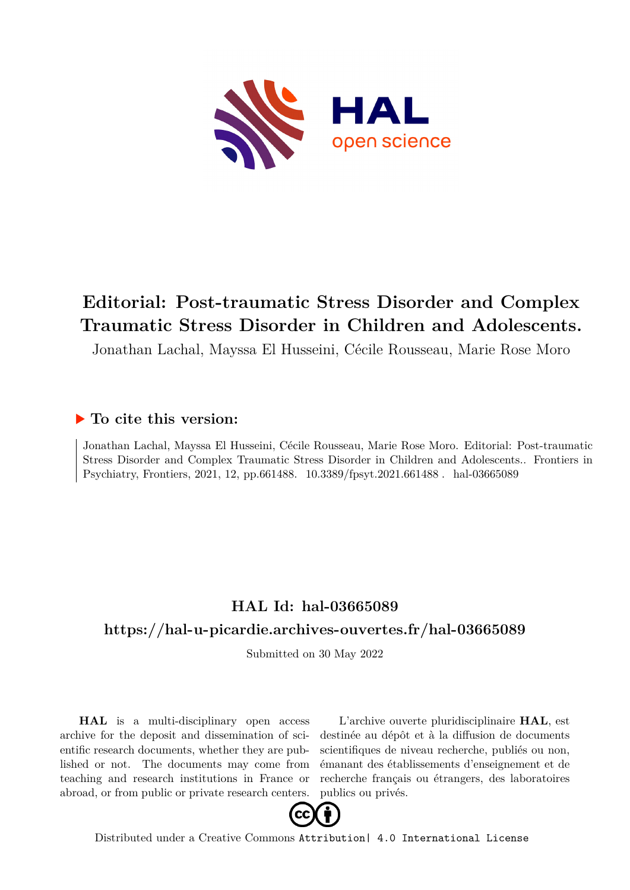# Editorial: Post-traumatic Stress Disorder and Complex Traumatic Stress Disorder in Children and Adolescents.

Jonathan Lachal, Mayssa El Husseini, Cécile Rousseau, Marie Rose Moro

## ▶ To cite this version:

Jonathan Lachal, Mayssa El Husseini, Cécile Rousseau, Marie Rose Moro. Editorial: Post-traumatic Stress Disorder and Complex Traumatic Stress Disorder in Children and Adolescents.. Frontiers in Psychiatry, Frontiers, 2021, 12, pp.661488. 10.3389/fpsyt.2021.661488 . hal-03665089

## HAL Id: hal-03665089

## https://hal-u-picardie.archives-ouvertes.fr/hal-03665089

Submitted on 30 May 2022

**HAL** is a multi-disciplinary open access archive for the deposit and dissemination of scientific research documents, whether they are published or not. The documents may come from teaching and research institutions in France or abroad, or from public or private research centers.

L'archive ouverte pluridisciplinaire **HAL**, est destinée au dépôt et à la diffusion de documents scientifiques de niveau recherche, publiés ou non, émanant des établissements d'enseignement et de recherche français ou étrangers, des laboratoires publics ou privés.

Distributed under a Creative Commons Attribution| 4.0 International License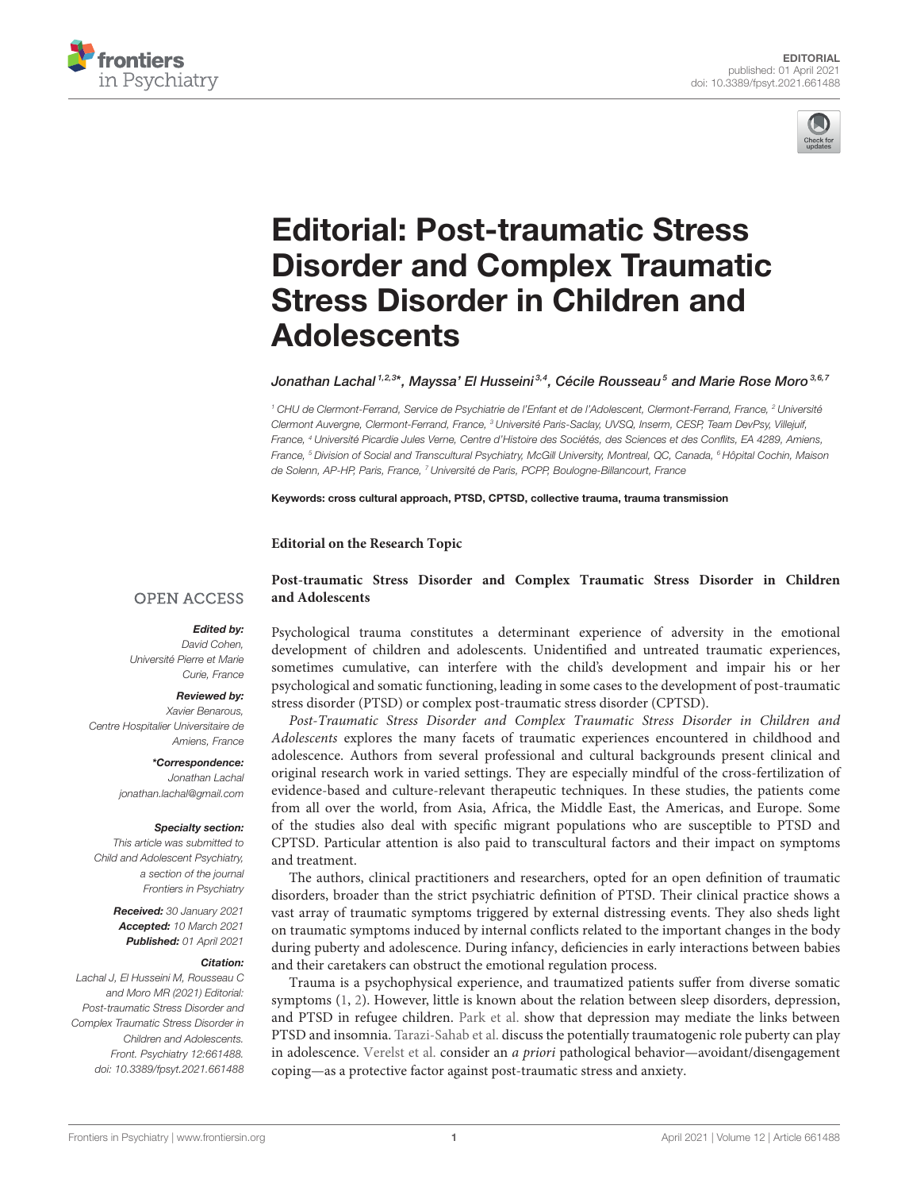# Editorial: Post-traumatic Stress Disorder and Complex Traumatic Stress Disorder in Children and Adolescents

*Jonathan Lachal[1,2,3]*, Mayssa' El Husseini[3,4], Cécile Rousseau[5] and Marie Rose Moro[3,6,7]*

[1] CHU de Clermont-Ferrand, Service de Psychiatrie de l'Enfant et de l'Adolescent, Clermont-Ferrand, France, [2] Université Clermont Auvergne, Clermont-Ferrand, France, [3] Université Paris-Saclay, UVSQ, Inserm, CESP, Team DevPsy, Villejuif, France, [4] Université Picardie Jules Verne, Centre d'Histoire des Sociétés, des Sciences et des Conflits, EA 4289, Amiens, France, [5] Division of Social and Transcultural Psychiatry, McGill University, Montreal, QC, Canada, [6] Hôpital Cochin, Maison de Solenn, AP-HP, Paris, France, [7] Université de Paris, PCPP, Boulogne-Billancourt, France

**Keywords: cross cultural approach, PTSD, CPTSD, collective trauma, trauma transmission**

OPEN ACCESS

***Edited by:***
David Cohen,
Université Pierre et Marie Curie, France

***Reviewed by:***
Xavier Benarous,
Centre Hospitalier Universitaire de Amiens, France

***\*Correspondence:***
Jonathan Lachal
jonathan.lachal@gmail.com

***Specialty section:***
This article was submitted to Child and Adolescent Psychiatry, a section of the journal Frontiers in Psychiatry

***Received:*** 30 January 2021
***Accepted:*** 10 March 2021
***Published:*** 01 April 2021

***Citation:***
Lachal J, El Husseini M, Rousseau C and Moro MR (2021) Editorial: Post-traumatic Stress Disorder and Complex Traumatic Stress Disorder in Children and Adolescents. Front. Psychiatry 12:661488. doi: 10.3389/fpsyt.2021.661488

**Editorial on the Research Topic**

**Post-traumatic Stress Disorder and Complex Traumatic Stress Disorder in Children and Adolescents**

Psychological trauma constitutes a determinant experience of adversity in the emotional development of children and adolescents. Unidentified and untreated traumatic experiences, sometimes cumulative, can interfere with the child's development and impair his or her psychological and somatic functioning, leading in some cases to the development of post-traumatic stress disorder (PTSD) or complex post-traumatic stress disorder (CPTSD).

*Post-Traumatic Stress Disorder and Complex Traumatic Stress Disorder in Children and Adolescents* explores the many facets of traumatic experiences encountered in childhood and adolescence. Authors from several professional and cultural backgrounds present clinical and original research work in varied settings. They are especially mindful of the cross-fertilization of evidence-based and culture-relevant therapeutic techniques. In these studies, the patients come from all over the world, from Asia, Africa, the Middle East, the Americas, and Europe. Some of the studies also deal with specific migrant populations who are susceptible to PTSD and CPTSD. Particular attention is also paid to transcultural factors and their impact on symptoms and treatment.

The authors, clinical practitioners and researchers, opted for an open definition of traumatic disorders, broader than the strict psychiatric definition of PTSD. Their clinical practice shows a vast array of traumatic symptoms triggered by external distressing events. They also sheds light on traumatic symptoms induced by internal conflicts related to the important changes in the body during puberty and adolescence. During infancy, deficiencies in early interactions between babies and their caretakers can obstruct the emotional regulation process.

Trauma is a psychophysical experience, and traumatized patients suffer from diverse somatic symptoms (1, 2). However, little is known about the relation between sleep disorders, depression, and PTSD in refugee children. Park et al. show that depression may mediate the links between PTSD and insomnia. Tarazi-Sahab et al. discuss the potentially traumatogenic role puberty can play in adolescence. Verelst et al. consider an *a priori* pathological behavior—avoidant/disengagement coping—as a protective factor against post-traumatic stress and anxiety.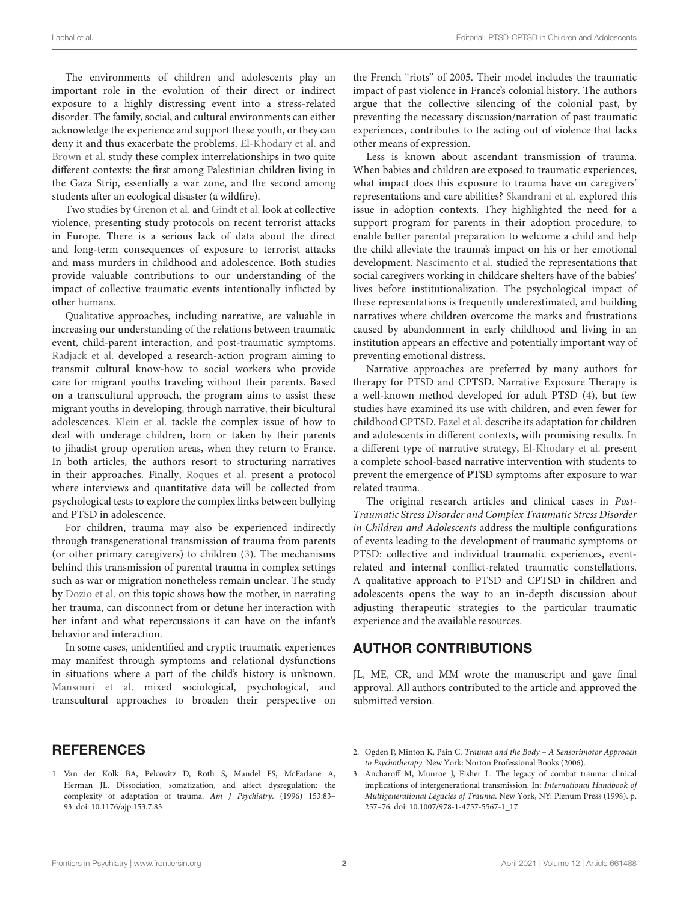The environments of children and adolescents play an important role in the evolution of their direct or indirect exposure to a highly distressing event into a stress-related disorder. The family, social, and cultural environments can either acknowledge the experience and support these youth, or they can deny it and thus exacerbate the problems. El-Khodary et al. and Brown et al. study these complex interrelationships in two quite different contexts: the first among Palestinian children living in the Gaza Strip, essentially a war zone, and the second among students after an ecological disaster (a wildfire).

Two studies by Grenon et al. and Gindt et al. look at collective violence, presenting study protocols on recent terrorist attacks in Europe. There is a serious lack of data about the direct and long-term consequences of exposure to terrorist attacks and mass murders in childhood and adolescence. Both studies provide valuable contributions to our understanding of the impact of collective traumatic events intentionally inflicted by other humans.

Qualitative approaches, including narrative, are valuable in increasing our understanding of the relations between traumatic event, child-parent interaction, and post-traumatic symptoms. Radjack et al. developed a research-action program aiming to transmit cultural know-how to social workers who provide care for migrant youths traveling without their parents. Based on a transcultural approach, the program aims to assist these migrant youths in developing, through narrative, their bicultural adolescences. Klein et al. tackle the complex issue of how to deal with underage children, born or taken by their parents to jihadist group operation areas, when they return to France. In both articles, the authors resort to structuring narratives in their approaches. Finally, Roques et al. present a protocol where interviews and quantitative data will be collected from psychological tests to explore the complex links between bullying and PTSD in adolescence.

For children, trauma may also be experienced indirectly through transgenerational transmission of trauma from parents (or other primary caregivers) to children (3). The mechanisms behind this transmission of parental trauma in complex settings such as war or migration nonetheless remain unclear. The study by Dozio et al. on this topic shows how the mother, in narrating her trauma, can disconnect from or detune her interaction with her infant and what repercussions it can have on the infant's behavior and interaction.

In some cases, unidentified and cryptic traumatic experiences may manifest through symptoms and relational dysfunctions in situations where a part of the child's history is unknown. Mansouri et al. mixed sociological, psychological, and transcultural approaches to broaden their perspective on the French "riots" of 2005. Their model includes the traumatic impact of past violence in France's colonial history. The authors argue that the collective silencing of the colonial past, by preventing the necessary discussion/narration of past traumatic experiences, contributes to the acting out of violence that lacks other means of expression.

Less is known about ascendant transmission of trauma. When babies and children are exposed to traumatic experiences, what impact does this exposure to trauma have on caregivers' representations and care abilities? Skandrani et al. explored this issue in adoption contexts. They highlighted the need for a support program for parents in their adoption procedure, to enable better parental preparation to welcome a child and help the child alleviate the trauma's impact on his or her emotional development. Nascimento et al. studied the representations that social caregivers working in childcare shelters have of the babies' lives before institutionalization. The psychological impact of these representations is frequently underestimated, and building narratives where children overcome the marks and frustrations caused by abandonment in early childhood and living in an institution appears an effective and potentially important way of preventing emotional distress.

Narrative approaches are preferred by many authors for therapy for PTSD and CPTSD. Narrative Exposure Therapy is a well-known method developed for adult PTSD (4), but few studies have examined its use with children, and even fewer for childhood CPTSD. Fazel et al. describe its adaptation for children and adolescents in different contexts, with promising results. In a different type of narrative strategy, El-Khodary et al. present a complete school-based narrative intervention with students to prevent the emergence of PTSD symptoms after exposure to war related trauma.

The original research articles and clinical cases in *Post-Traumatic Stress Disorder and Complex Traumatic Stress Disorder in Children and Adolescents* address the multiple configurations of events leading to the development of traumatic symptoms or PTSD: collective and individual traumatic experiences, event-related and internal conflict-related traumatic constellations. A qualitative approach to PTSD and CPTSD in children and adolescents opens the way to an in-depth discussion about adjusting therapeutic strategies to the particular traumatic experience and the available resources.

## AUTHOR CONTRIBUTIONS

JL, ME, CR, and MM wrote the manuscript and gave final approval. All authors contributed to the article and approved the submitted version.

## REFERENCES

1. Van der Kolk BA, Pelcovitz D, Roth S, Mandel FS, McFarlane A, Herman JL. Dissociation, somatization, and affect dysregulation: the complexity of adaptation of trauma. *Am J Psychiatry.* (1996) 153:83–93. doi: 10.1176/ajp.153.7.83
2. Ogden P, Minton K, Pain C. *Trauma and the Body – A Sensorimotor Approach to Psychotherapy*. New York: Norton Professional Books (2006).
3. Ancharoff M, Munroe J, Fisher L. The legacy of combat trauma: clinical implications of intergenerational transmission. In: *International Handbook of Multigenerational Legacies of Trauma.* New York, NY: Plenum Press (1998). p. 257–76. doi: 10.1007/978-1-4757-5567-1_17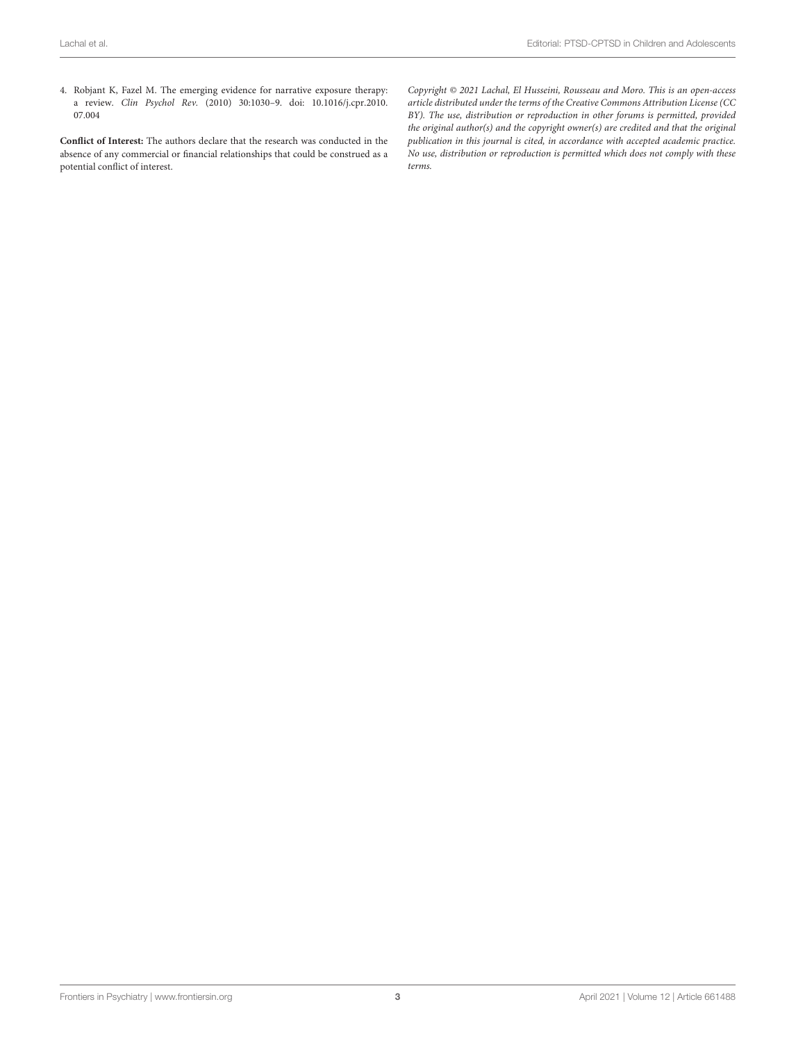4. Robjant K, Fazel M. The emerging evidence for narrative exposure therapy: a review. *Clin Psychol Rev.* (2010) 30:1030–9. doi: 10.1016/j.cpr.2010.07.004

**Conflict of Interest:** The authors declare that the research was conducted in the absence of any commercial or financial relationships that could be construed as a potential conflict of interest.

*Copyright © 2021 Lachal, El Husseini, Rousseau and Moro. This is an open-access article distributed under the terms of the Creative Commons Attribution License (CC BY). The use, distribution or reproduction in other forums is permitted, provided the original author(s) and the copyright owner(s) are credited and that the original publication in this journal is cited, in accordance with accepted academic practice. No use, distribution or reproduction is permitted which does not comply with these terms.*